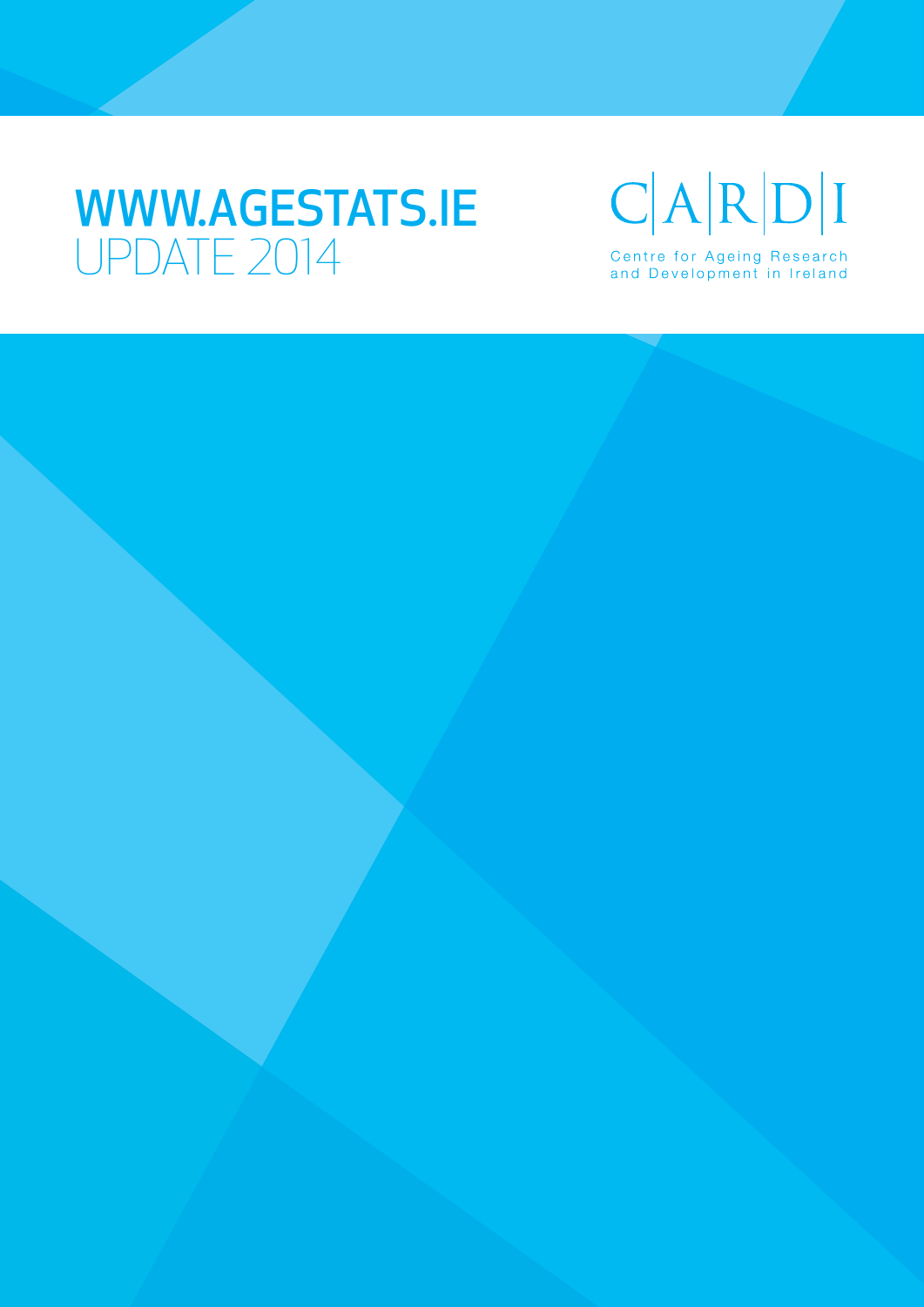# WWW.AGESTATS.IE
## UPDATE 2014

C|A|R|D|I

Centre for Ageing Research and Development in Ireland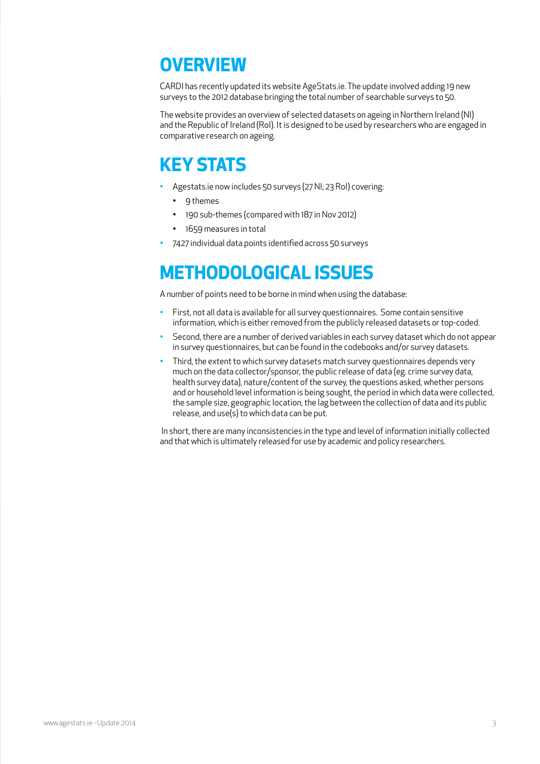# OVERVIEW

CARDI has recently updated its website AgeStats.ie. The update involved adding 19 new surveys to the 2012 database bringing the total number of searchable surveys to 50.

The website provides an overview of selected datasets on ageing in Northern Ireland (NI) and the Republic of Ireland (RoI). It is designed to be used by researchers who are engaged in comparative research on ageing.

# KEY STATS

- Agestats.ie now includes 50 surveys (27 NI; 23 RoI) covering:
  - 9 themes
  - 190 sub-themes (compared with 187 in Nov 2012)
  - 1659 measures in total
- 7427 individual data points identified across 50 surveys

# METHODOLOGICAL ISSUES

A number of points need to be borne in mind when using the database:

- First, not all data is available for all survey questionnaires. Some contain sensitive information, which is either removed from the publicly released datasets or top-coded.
- Second, there are a number of derived variables in each survey dataset which do not appear in survey questionnaires, but can be found in the codebooks and/or survey datasets.
- Third, the extent to which survey datasets match survey questionnaires depends very much on the data collector/sponsor, the public release of data (eg. crime survey data, health survey data), nature/content of the survey, the questions asked, whether persons and or household level information is being sought, the period in which data were collected, the sample size, geographic location, the lag between the collection of data and its public release, and use(s) to which data can be put.

In short, there are many inconsistencies in the type and level of information initially collected and that which is ultimately released for use by academic and policy researchers.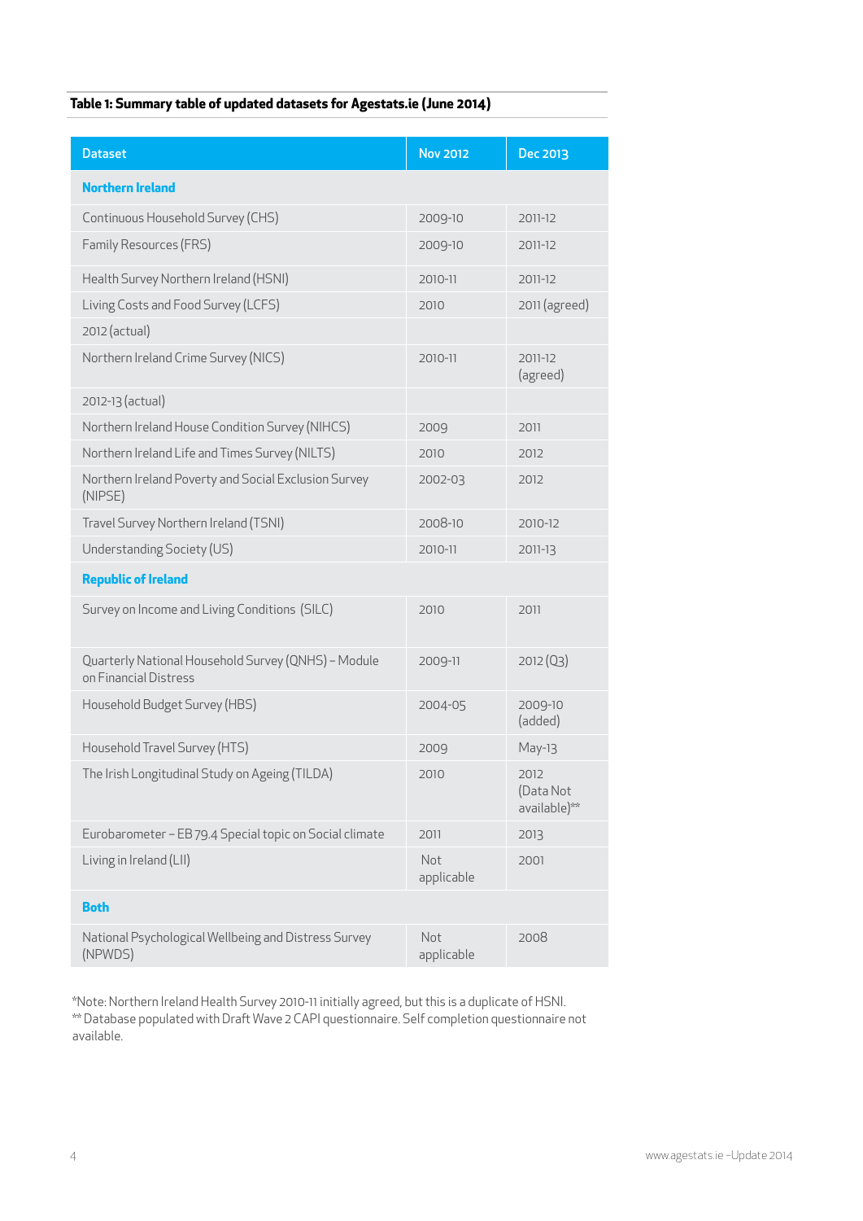**Table 1: Summary table of updated datasets for Agestats.ie (June 2014)**

| Dataset | Nov 2012 | Dec 2013 |
|---|---|---|
| **Northern Ireland** | | |
| Continuous Household Survey (CHS) | 2009-10 | 2011-12 |
| Family Resources (FRS) | 2009-10 | 2011-12 |
| Health Survey Northern Ireland (HSNI) | 2010-11 | 2011-12 |
| Living Costs and Food Survey (LCFS) | 2010 | 2011 (agreed) |
| 2012 (actual) | | |
| Northern Ireland Crime Survey (NICS) | 2010-11 | 2011-12 (agreed) |
| 2012-13 (actual) | | |
| Northern Ireland House Condition Survey (NIHCS) | 2009 | 2011 |
| Northern Ireland Life and Times Survey (NILTS) | 2010 | 2012 |
| Northern Ireland Poverty and Social Exclusion Survey (NIPSE) | 2002-03 | 2012 |
| Travel Survey Northern Ireland (TSNI) | 2008-10 | 2010-12 |
| Understanding Society (US) | 2010-11 | 2011-13 |
| **Republic of Ireland** | | |
| Survey on Income and Living Conditions (SILC) | 2010 | 2011 |
| Quarterly National Household Survey (QNHS) – Module on Financial Distress | 2009-11 | 2012 (Q3) |
| Household Budget Survey (HBS) | 2004-05 | 2009-10 (added) |
| Household Travel Survey (HTS) | 2009 | May-13 |
| The Irish Longitudinal Study on Ageing (TILDA) | 2010 | 2012 (Data Not available)** |
| Eurobarometer – EB 79.4 Special topic on Social climate | 2011 | 2013 |
| Living in Ireland (LII) | Not applicable | 2001 |
| **Both** | | |
| National Psychological Wellbeing and Distress Survey (NPWDS) | Not applicable | 2008 |

*Note: Northern Ireland Health Survey 2010-11 initially agreed, but this is a duplicate of HSNI.
** Database populated with Draft Wave 2 CAPI questionnaire. Self completion questionnaire not available.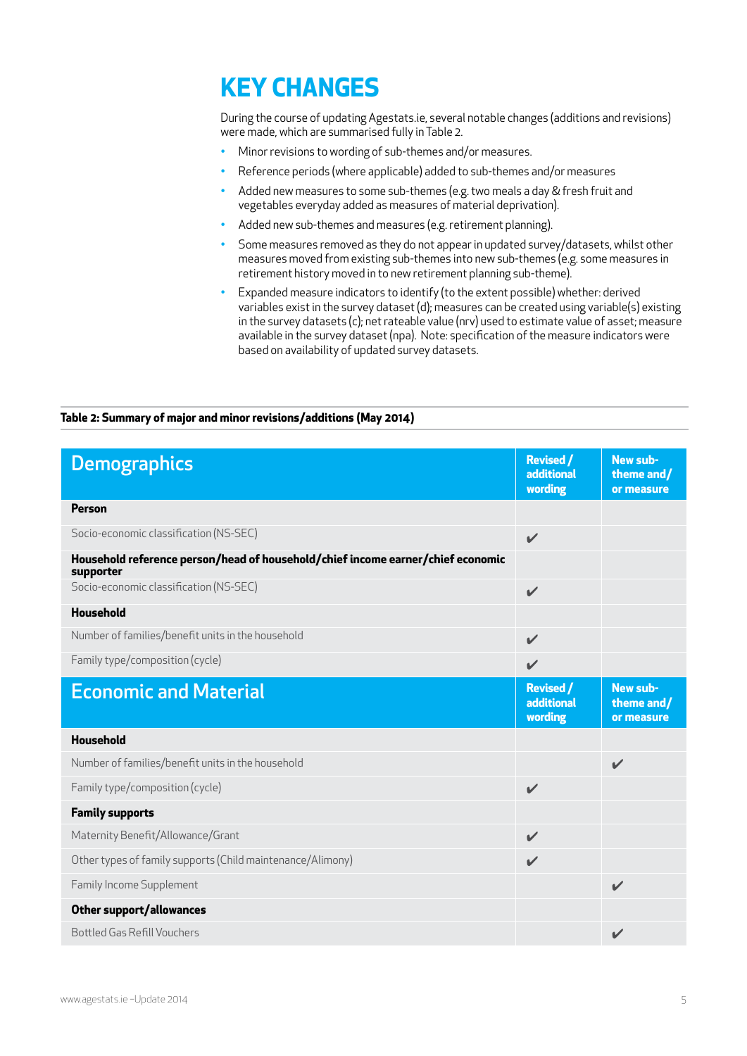# KEY CHANGES

During the course of updating Agestats.ie, several notable changes (additions and revisions) were made, which are summarised fully in Table 2.

- Minor revisions to wording of sub-themes and/or measures.
- Reference periods (where applicable) added to sub-themes and/or measures
- Added new measures to some sub-themes (e.g. two meals a day & fresh fruit and vegetables everyday added as measures of material deprivation).
- Added new sub-themes and measures (e.g. retirement planning).
- Some measures removed as they do not appear in updated survey/datasets, whilst other measures moved from existing sub-themes into new sub-themes (e.g. some measures in retirement history moved in to new retirement planning sub-theme).
- Expanded measure indicators to identify (to the extent possible) whether: derived variables exist in the survey dataset (d); measures can be created using variable(s) existing in the survey datasets (c); net rateable value (nrv) used to estimate value of asset; measure available in the survey dataset (npa). Note: specification of the measure indicators were based on availability of updated survey datasets.

**Table 2: Summary of major and minor revisions/additions (May 2014)**

| Demographics | Revised / additional wording | New sub-theme and/ or measure |
|---|---|---|
| **Person** | | |
| Socio-economic classification (NS-SEC) | ✔ | |
| **Household reference person/head of household/chief income earner/chief economic supporter** | | |
| Socio-economic classification (NS-SEC) | ✔ | |
| **Household** | | |
| Number of families/benefit units in the household | ✔ | |
| Family type/composition (cycle) | ✔ | |
| **Economic and Material** | **Revised / additional wording** | **New sub-theme and/ or measure** |
| **Household** | | |
| Number of families/benefit units in the household | | ✔ |
| Family type/composition (cycle) | ✔ | |
| **Family supports** | | |
| Maternity Benefit/Allowance/Grant | ✔ | |
| Other types of family supports (Child maintenance/Alimony) | ✔ | |
| Family Income Supplement | | ✔ |
| **Other support/allowances** | | |
| Bottled Gas Refill Vouchers | | ✔ |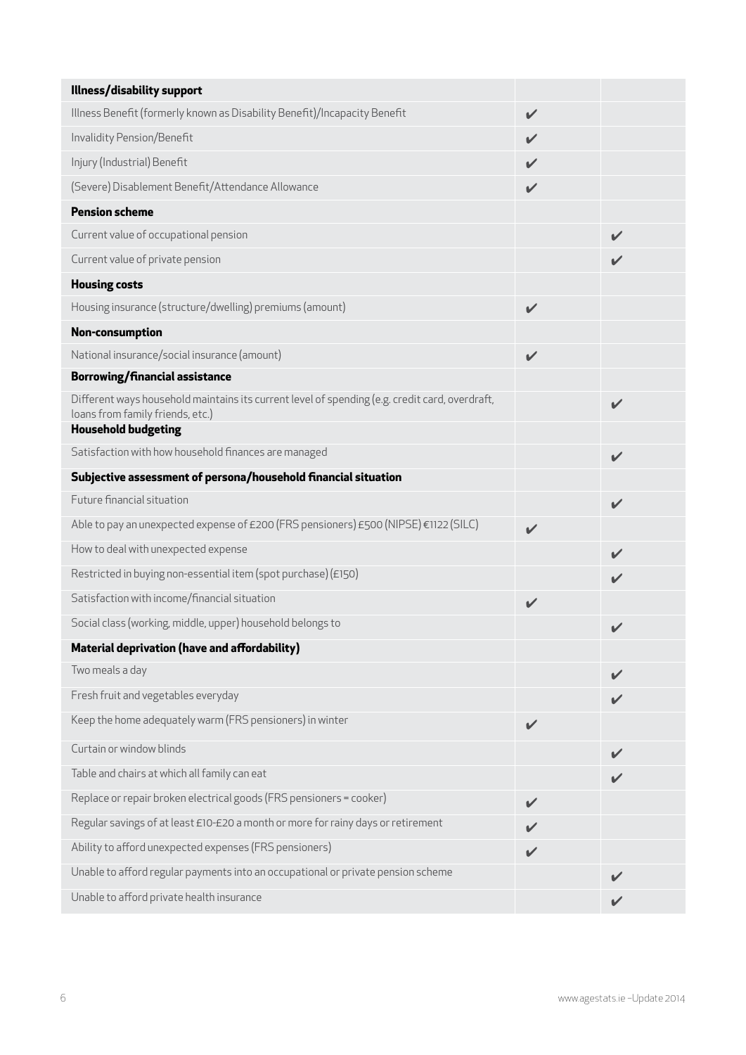| | | |
|---|---|---|
| **Illness/disability support** | | |
| Illness Benefit (formerly known as Disability Benefit)/Incapacity Benefit | ✔ | |
| Invalidity Pension/Benefit | ✔ | |
| Injury (Industrial) Benefit | ✔ | |
| (Severe) Disablement Benefit/Attendance Allowance | ✔ | |
| **Pension scheme** | | |
| Current value of occupational pension | | ✔ |
| Current value of private pension | | ✔ |
| **Housing costs** | | |
| Housing insurance (structure/dwelling) premiums (amount) | ✔ | |
| **Non-consumption** | | |
| National insurance/social insurance (amount) | ✔ | |
| **Borrowing/financial assistance** | | |
| Different ways household maintains its current level of spending (e.g. credit card, overdraft, loans from family friends, etc.) | | ✔ |
| **Household budgeting** | | |
| Satisfaction with how household finances are managed | | ✔ |
| **Subjective assessment of persona/household financial situation** | | |
| Future financial situation | | ✔ |
| Able to pay an unexpected expense of £200 (FRS pensioners) £500 (NIPSE) €1122 (SILC) | ✔ | |
| How to deal with unexpected expense | | ✔ |
| Restricted in buying non-essential item (spot purchase) (£150) | | ✔ |
| Satisfaction with income/financial situation | ✔ | |
| Social class (working, middle, upper) household belongs to | | ✔ |
| **Material deprivation (have and affordability)** | | |
| Two meals a day | | ✔ |
| Fresh fruit and vegetables everyday | | ✔ |
| Keep the home adequately warm (FRS pensioners) in winter | ✔ | |
| Curtain or window blinds | | ✔ |
| Table and chairs at which all family can eat | | ✔ |
| Replace or repair broken electrical goods (FRS pensioners = cooker) | ✔ | |
| Regular savings of at least £10-£20 a month or more for rainy days or retirement | ✔ | |
| Ability to afford unexpected expenses (FRS pensioners) | ✔ | |
| Unable to afford regular payments into an occupational or private pension scheme | | ✔ |
| Unable to afford private health insurance | | ✔ |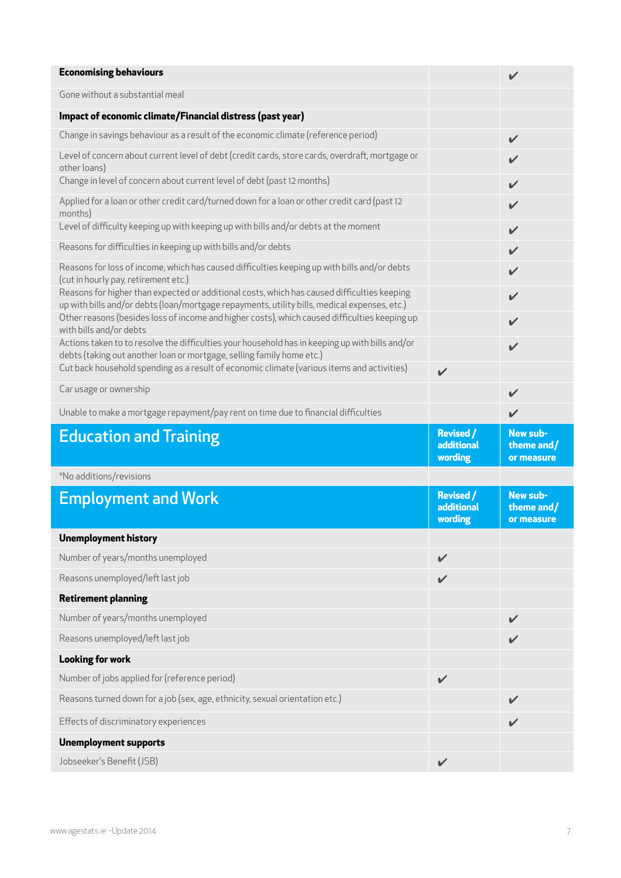| | | |
|---|---|---|
| **Economising behaviours** | | ✔ |
| Gone without a substantial meal | | |
| **Impact of economic climate/Financial distress (past year)** | | |
| Change in savings behaviour as a result of the economic climate (reference period) | | ✔ |
| Level of concern about current level of debt (credit cards, store cards, overdraft, mortgage or other loans) | | ✔ |
| Change in level of concern about current level of debt (past 12 months) | | ✔ |
| Applied for a loan or other credit card/turned down for a loan or other credit card (past 12 months) | | ✔ |
| Level of difficulty keeping up with keeping up with bills and/or debts at the moment | | ✔ |
| Reasons for difficulties in keeping up with bills and/or debts | | ✔ |
| Reasons for loss of income, which has caused difficulties keeping up with bills and/or debts (cut in hourly pay, retirement etc.) | | ✔ |
| Reasons for higher than expected or additional costs, which has caused difficulties keeping up with bills and/or debts (loan/mortgage repayments, utility bills, medical expenses, etc.) | | ✔ |
| Other reasons (besides loss of income and higher costs), which caused difficulties keeping up with bills and/or debts | | ✔ |
| Actions taken to to resolve the difficulties your household has in keeping up with bills and/or debts (taking out another loan or mortgage, selling family home etc.) | | ✔ |
| Cut back household spending as a result of economic climate (various items and activities) | ✔ | |
| Car usage or ownership | | ✔ |
| Unable to make a mortgage repayment/pay rent on time due to financial difficulties | | ✔ |

| Education and Training | Revised / additional wording | New sub-theme and/ or measure |
|---|---|---|
| *No additions/revisions | | |

| Employment and Work | Revised / additional wording | New sub-theme and/ or measure |
|---|---|---|
| **Unemployment history** | | |
| Number of years/months unemployed | ✔ | |
| Reasons unemployed/left last job | ✔ | |
| **Retirement planning** | | |
| Number of years/months unemployed | | ✔ |
| Reasons unemployed/left last job | | ✔ |
| **Looking for work** | | |
| Number of jobs applied for (reference period) | ✔ | |
| Reasons turned down for a job (sex, age, ethnicity, sexual orientation etc.) | | ✔ |
| Effects of discriminatory experiences | | ✔ |
| **Unemployment supports** | | |
| Jobseeker's Benefit (JSB) | ✔ | |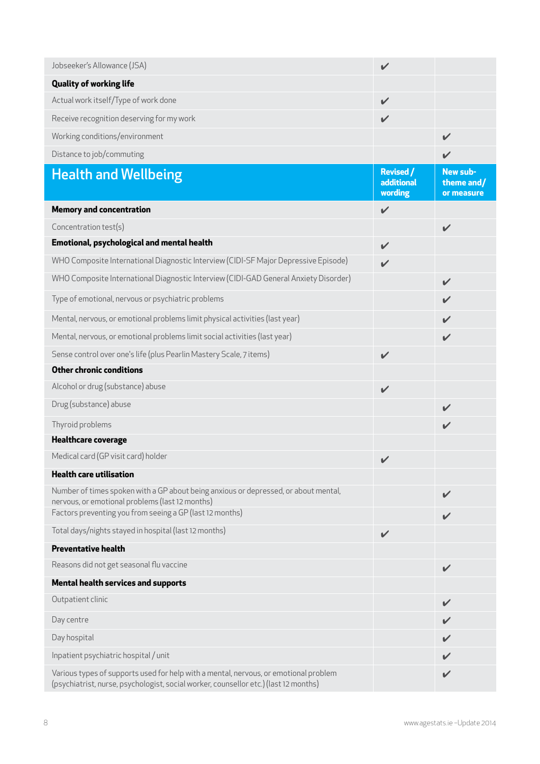| | | |
|---|---|---|
| Jobseeker's Allowance (JSA) | ✔ | |
| **Quality of working life** | | |
| Actual work itself/Type of work done | ✔ | |
| Receive recognition deserving for my work | ✔ | |
| Working conditions/environment | | ✔ |
| Distance to job/commuting | | ✔ |

## Health and Wellbeing

| | Revised / additional wording | New sub-theme and/ or measure |
|---|---|---|
| **Memory and concentration** | ✔ | |
| Concentration test(s) | | ✔ |
| **Emotional, psychological and mental health** | ✔ | |
| WHO Composite International Diagnostic Interview (CIDI-SF Major Depressive Episode) | ✔ | |
| WHO Composite International Diagnostic Interview (CIDI-GAD General Anxiety Disorder) | | ✔ |
| Type of emotional, nervous or psychiatric problems | | ✔ |
| Mental, nervous, or emotional problems limit physical activities (last year) | | ✔ |
| Mental, nervous, or emotional problems limit social activities (last year) | | ✔ |
| Sense control over one's life (plus Pearlin Mastery Scale, 7 items) | ✔ | |
| **Other chronic conditions** | | |
| Alcohol or drug (substance) abuse | ✔ | |
| Drug (substance) abuse | | ✔ |
| Thyroid problems | | ✔ |
| **Healthcare coverage** | | |
| Medical card (GP visit card) holder | ✔ | |
| **Health care utilisation** | | |
| Number of times spoken with a GP about being anxious or depressed, or about mental, nervous, or emotional problems (last 12 months) | | ✔ |
| Factors preventing you from seeing a GP (last 12 months) | | ✔ |
| Total days/nights stayed in hospital (last 12 months) | ✔ | |
| **Preventative health** | | |
| Reasons did not get seasonal flu vaccine | | ✔ |
| **Mental health services and supports** | | |
| Outpatient clinic | | ✔ |
| Day centre | | ✔ |
| Day hospital | | ✔ |
| Inpatient psychiatric hospital / unit | | ✔ |
| Various types of supports used for help with a mental, nervous, or emotional problem (psychiatrist, nurse, psychologist, social worker, counsellor etc.) (last 12 months) | | ✔ |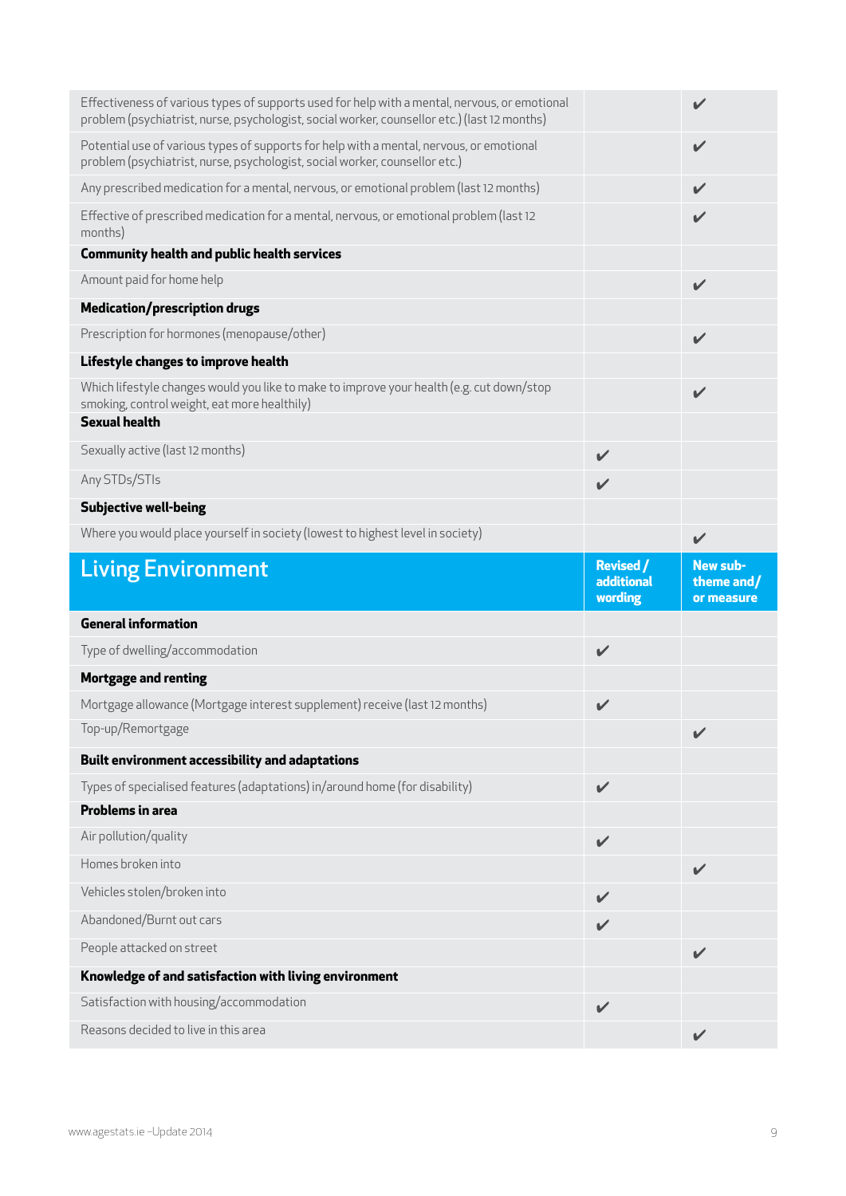| | | |
|---|---|---|
| Effectiveness of various types of supports used for help with a mental, nervous, or emotional problem (psychiatrist, nurse, psychologist, social worker, counsellor etc.) (last 12 months) | | ✔ |
| Potential use of various types of supports for help with a mental, nervous, or emotional problem (psychiatrist, nurse, psychologist, social worker, counsellor etc.) | | ✔ |
| Any prescribed medication for a mental, nervous, or emotional problem (last 12 months) | | ✔ |
| Effective of prescribed medication for a mental, nervous, or emotional problem (last 12 months) | | ✔ |
| **Community health and public health services** | | |
| Amount paid for home help | | ✔ |
| **Medication/prescription drugs** | | |
| Prescription for hormones (menopause/other) | | ✔ |
| **Lifestyle changes to improve health** | | |
| Which lifestyle changes would you like to make to improve your health (e.g. cut down/stop smoking, control weight, eat more healthily) | | ✔ |
| **Sexual health** | | |
| Sexually active (last 12 months) | ✔ | |
| Any STDs/STIs | ✔ | |
| **Subjective well-being** | | |
| Where you would place yourself in society (lowest to highest level in society) | | ✔ |

| Living Environment | Revised / additional wording | New sub-theme and/ or measure |
|---|---|---|
| **General information** | | |
| Type of dwelling/accommodation | ✔ | |
| **Mortgage and renting** | | |
| Mortgage allowance (Mortgage interest supplement) receive (last 12 months) | ✔ | |
| Top-up/Remortgage | | ✔ |
| **Built environment accessibility and adaptations** | | |
| Types of specialised features (adaptations) in/around home (for disability) | ✔ | |
| **Problems in area** | | |
| Air pollution/quality | ✔ | |
| Homes broken into | | ✔ |
| Vehicles stolen/broken into | ✔ | |
| Abandoned/Burnt out cars | ✔ | |
| People attacked on street | | ✔ |
| **Knowledge of and satisfaction with living environment** | | |
| Satisfaction with housing/accommodation | ✔ | |
| Reasons decided to live in this area | | ✔ |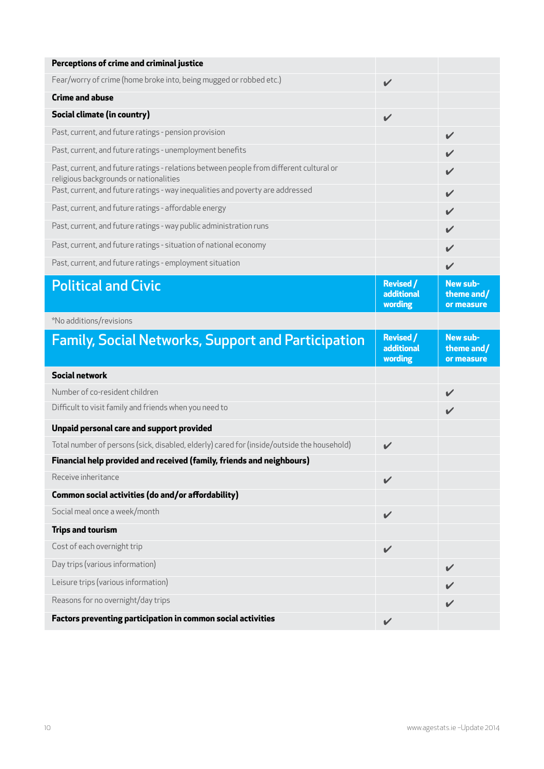| Perceptions of crime and criminal justice | | |
|---|---|---|
| Fear/worry of crime (home broke into, being mugged or robbed etc.) | ✔ | |
| **Crime and abuse** | | |
| **Social climate (in country)** | ✔ | |
| Past, current, and future ratings - pension provision | | ✔ |
| Past, current, and future ratings - unemployment benefits | | ✔ |
| Past, current, and future ratings - relations between people from different cultural or religious backgrounds or nationalities | | ✔ |
| Past, current, and future ratings - way inequalities and poverty are addressed | | ✔ |
| Past, current, and future ratings - affordable energy | | ✔ |
| Past, current, and future ratings - way public administration runs | | ✔ |
| Past, current, and future ratings - situation of national economy | | ✔ |
| Past, current, and future ratings - employment situation | | ✔ |

| Political and Civic | Revised / additional wording | New sub-theme and/ or measure |
|---|---|---|
| *No additions/revisions | | |

| Family, Social Networks, Support and Participation | Revised / additional wording | New sub-theme and/ or measure |
|---|---|---|
| **Social network** | | |
| Number of co-resident children | | ✔ |
| Difficult to visit family and friends when you need to | | ✔ |
| **Unpaid personal care and support provided** | | |
| Total number of persons (sick, disabled, elderly) cared for (inside/outside the household) | ✔ | |
| **Financial help provided and received (family, friends and neighbours)** | | |
| Receive inheritance | ✔ | |
| **Common social activities (do and/or affordability)** | | |
| Social meal once a week/month | ✔ | |
| **Trips and tourism** | | |
| Cost of each overnight trip | ✔ | |
| Day trips (various information) | | ✔ |
| Leisure trips (various information) | | ✔ |
| Reasons for no overnight/day trips | | ✔ |
| **Factors preventing participation in common social activities** | ✔ | |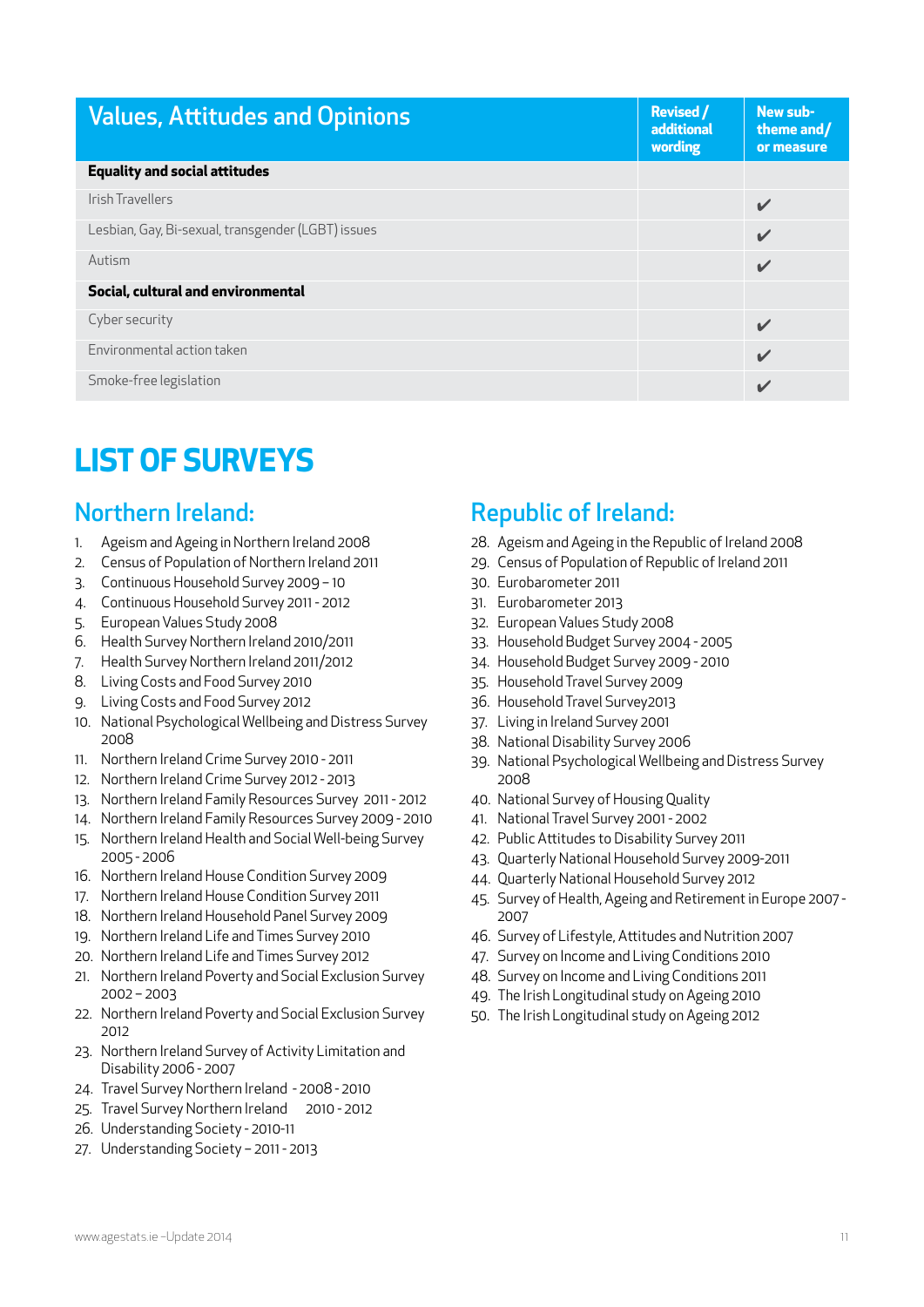| Values, Attitudes and Opinions | Revised / additional wording | New sub-theme and/ or measure |
|---|---|---|
| **Equality and social attitudes** | | |
| Irish Travellers | | ✔ |
| Lesbian, Gay, Bi-sexual, transgender (LGBT) issues | | ✔ |
| Autism | | ✔ |
| **Social, cultural and environmental** | | |
| Cyber security | | ✔ |
| Environmental action taken | | ✔ |
| Smoke-free legislation | | ✔ |

# LIST OF SURVEYS

## Northern Ireland:

1. Ageism and Ageing in Northern Ireland 2008
2. Census of Population of Northern Ireland 2011
3. Continuous Household Survey 2009 – 10
4. Continuous Household Survey 2011 - 2012
5. European Values Study 2008
6. Health Survey Northern Ireland 2010/2011
7. Health Survey Northern Ireland 2011/2012
8. Living Costs and Food Survey 2010
9. Living Costs and Food Survey 2012
10. National Psychological Wellbeing and Distress Survey 2008
11. Northern Ireland Crime Survey 2010 - 2011
12. Northern Ireland Crime Survey 2012 - 2013
13. Northern Ireland Family Resources Survey 2011 - 2012
14. Northern Ireland Family Resources Survey 2009 - 2010
15. Northern Ireland Health and Social Well-being Survey 2005 - 2006
16. Northern Ireland House Condition Survey 2009
17. Northern Ireland House Condition Survey 2011
18. Northern Ireland Household Panel Survey 2009
19. Northern Ireland Life and Times Survey 2010
20. Northern Ireland Life and Times Survey 2012
21. Northern Ireland Poverty and Social Exclusion Survey 2002 – 2003
22. Northern Ireland Poverty and Social Exclusion Survey 2012
23. Northern Ireland Survey of Activity Limitation and Disability 2006 - 2007
24. Travel Survey Northern Ireland - 2008 - 2010
25. Travel Survey Northern Ireland 2010 - 2012
26. Understanding Society - 2010-11
27. Understanding Society – 2011 - 2013

## Republic of Ireland:

28. Ageism and Ageing in the Republic of Ireland 2008
29. Census of Population of Republic of Ireland 2011
30. Eurobarometer 2011
31. Eurobarometer 2013
32. European Values Study 2008
33. Household Budget Survey 2004 - 2005
34. Household Budget Survey 2009 - 2010
35. Household Travel Survey 2009
36. Household Travel Survey2013
37. Living in Ireland Survey 2001
38. National Disability Survey 2006
39. National Psychological Wellbeing and Distress Survey 2008
40. National Survey of Housing Quality
41. National Travel Survey 2001 - 2002
42. Public Attitudes to Disability Survey 2011
43. Quarterly National Household Survey 2009-2011
44. Quarterly National Household Survey 2012
45. Survey of Health, Ageing and Retirement in Europe 2007 - 2007
46. Survey of Lifestyle, Attitudes and Nutrition 2007
47. Survey on Income and Living Conditions 2010
48. Survey on Income and Living Conditions 2011
49. The Irish Longitudinal study on Ageing 2010
50. The Irish Longitudinal study on Ageing 2012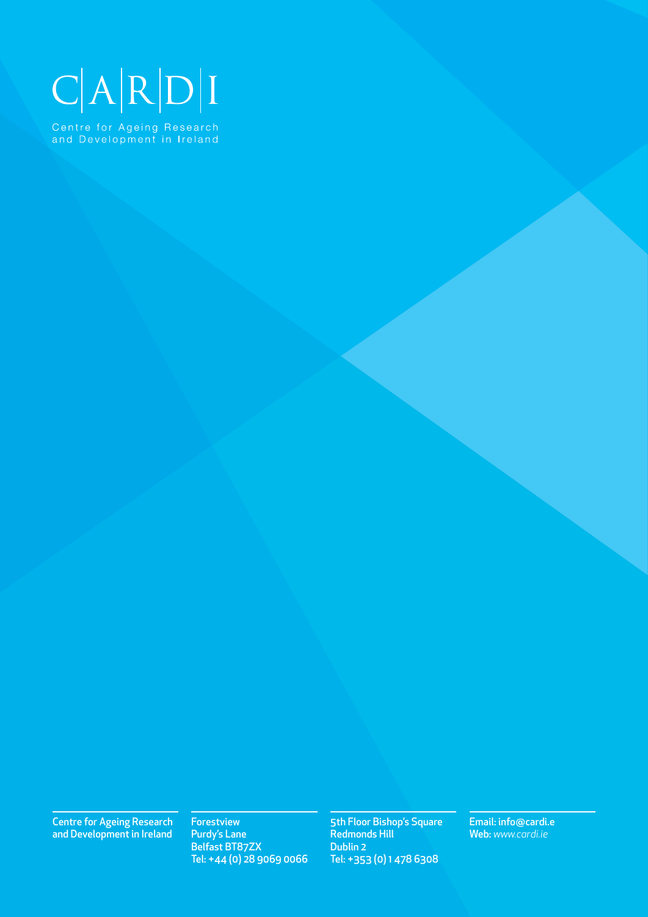# C|A|R|D|I

Centre for Ageing Research
and Development in Ireland

**Centre for Ageing Research and Development in Ireland**

**Forestview**
**Purdy's Lane**
**Belfast BT87ZX**
**Tel: +44 (0) 28 9069 0066**

**5th Floor Bishop's Square**
**Redmonds Hill**
**Dublin 2**
**Tel: +353 (0) 1 478 6308**

**Email:** info@cardi.e
**Web:** *www.cardi.ie*